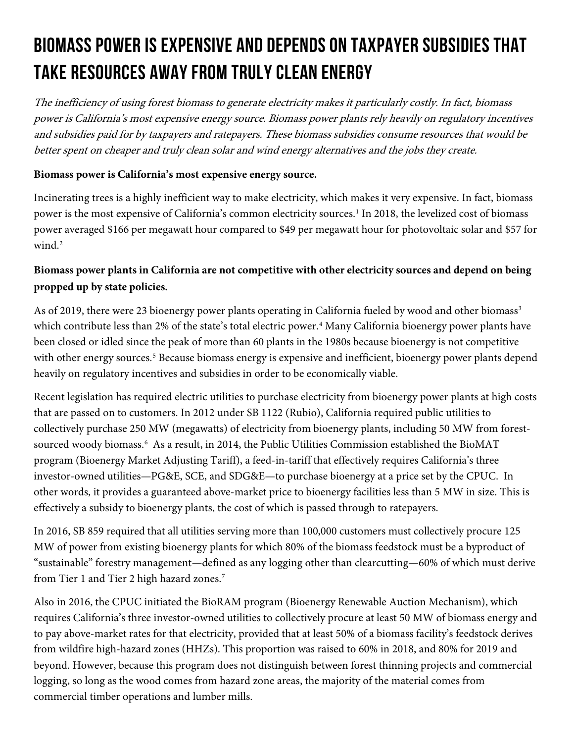# BIOMASS POWER IS EXPENSIVE AND DEPENDS ON TAXPAYER SUBSIDIES THAT TAKE RESOURCES AWAY FROM TRULY CLEAN ENERGY

*The inefficiency of using forest biomass to generate electricity makes it particularly costly. In fact, biomass power is California's most expensive energy source. Biomass power plants rely heavily on regulatory incentives and subsidies paid for by taxpayers and ratepayers. These biomass subsidies consume resources that would be better spent on cheaper and truly clean solar and wind energy alternatives and the jobs they create.*

**Biomass power is California's most expensive energy source.**

Incinerating trees is a highly inefficient way to make electricity, which makes it very expensive. In fact, biomass power is the most expensive of California's common electricity sources.[1] In 2018, the levelized cost of biomass power averaged $166 per megawatt hour compared to $49 per megawatt hour for photovoltaic solar and $57 for wind.[2]

**Biomass power plants in California are not competitive with other electricity sources and depend on being propped up by state policies.**

As of 2019, there were 23 bioenergy power plants operating in California fueled by wood and other biomass[3] which contribute less than 2% of the state's total electric power.[4] Many California bioenergy power plants have been closed or idled since the peak of more than 60 plants in the 1980s because bioenergy is not competitive with other energy sources.[5] Because biomass energy is expensive and inefficient, bioenergy power plants depend heavily on regulatory incentives and subsidies in order to be economically viable.

Recent legislation has required electric utilities to purchase electricity from bioenergy power plants at high costs that are passed on to customers. In 2012 under SB 1122 (Rubio), California required public utilities to collectively purchase 250 MW (megawatts) of electricity from bioenergy plants, including 50 MW from forest-sourced woody biomass.[6] As a result, in 2014, the Public Utilities Commission established the BioMAT program (Bioenergy Market Adjusting Tariff), a feed-in-tariff that effectively requires California's three investor-owned utilities—PG&E, SCE, and SDG&E—to purchase bioenergy at a price set by the CPUC. In other words, it provides a guaranteed above-market price to bioenergy facilities less than 5 MW in size. This is effectively a subsidy to bioenergy plants, the cost of which is passed through to ratepayers.

In 2016, SB 859 required that all utilities serving more than 100,000 customers must collectively procure 125 MW of power from existing bioenergy plants for which 80% of the biomass feedstock must be a byproduct of "sustainable" forestry management—defined as any logging other than clearcutting—60% of which must derive from Tier 1 and Tier 2 high hazard zones.[7]

Also in 2016, the CPUC initiated the BioRAM program (Bioenergy Renewable Auction Mechanism), which requires California's three investor-owned utilities to collectively procure at least 50 MW of biomass energy and to pay above-market rates for that electricity, provided that at least 50% of a biomass facility's feedstock derives from wildfire high-hazard zones (HHZs). This proportion was raised to 60% in 2018, and 80% for 2019 and beyond. However, because this program does not distinguish between forest thinning projects and commercial logging, so long as the wood comes from hazard zone areas, the majority of the material comes from commercial timber operations and lumber mills.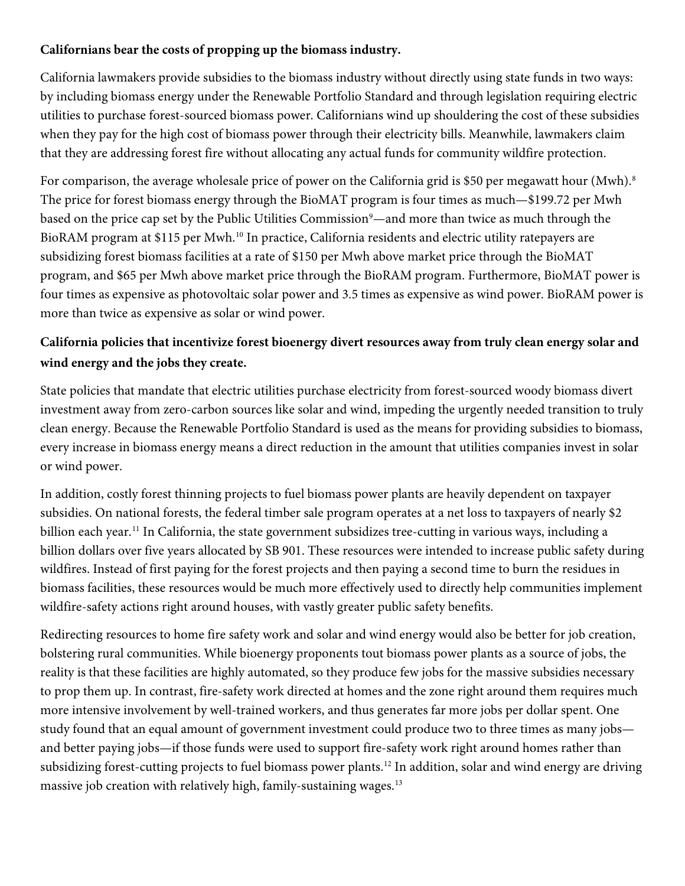**Californians bear the costs of propping up the biomass industry.**

California lawmakers provide subsidies to the biomass industry without directly using state funds in two ways: by including biomass energy under the Renewable Portfolio Standard and through legislation requiring electric utilities to purchase forest-sourced biomass power. Californians wind up shouldering the cost of these subsidies when they pay for the high cost of biomass power through their electricity bills. Meanwhile, lawmakers claim that they are addressing forest fire without allocating any actual funds for community wildfire protection.

For comparison, the average wholesale price of power on the California grid is $50 per megawatt hour (Mwh).[8] The price for forest biomass energy through the BioMAT program is four times as much—$199.72 per Mwh based on the price cap set by the Public Utilities Commission[9]—and more than twice as much through the BioRAM program at $115 per Mwh.[10] In practice, California residents and electric utility ratepayers are subsidizing forest biomass facilities at a rate of $150 per Mwh above market price through the BioMAT program, and $65 per Mwh above market price through the BioRAM program. Furthermore, BioMAT power is four times as expensive as photovoltaic solar power and 3.5 times as expensive as wind power. BioRAM power is more than twice as expensive as solar or wind power.

**California policies that incentivize forest bioenergy divert resources away from truly clean energy solar and wind energy and the jobs they create.**

State policies that mandate that electric utilities purchase electricity from forest-sourced woody biomass divert investment away from zero-carbon sources like solar and wind, impeding the urgently needed transition to truly clean energy. Because the Renewable Portfolio Standard is used as the means for providing subsidies to biomass, every increase in biomass energy means a direct reduction in the amount that utilities companies invest in solar or wind power.

In addition, costly forest thinning projects to fuel biomass power plants are heavily dependent on taxpayer subsidies. On national forests, the federal timber sale program operates at a net loss to taxpayers of nearly $2 billion each year.[11] In California, the state government subsidizes tree-cutting in various ways, including a billion dollars over five years allocated by SB 901. These resources were intended to increase public safety during wildfires. Instead of first paying for the forest projects and then paying a second time to burn the residues in biomass facilities, these resources would be much more effectively used to directly help communities implement wildfire-safety actions right around houses, with vastly greater public safety benefits.

Redirecting resources to home fire safety work and solar and wind energy would also be better for job creation, bolstering rural communities. While bioenergy proponents tout biomass power plants as a source of jobs, the reality is that these facilities are highly automated, so they produce few jobs for the massive subsidies necessary to prop them up. In contrast, fire-safety work directed at homes and the zone right around them requires much more intensive involvement by well-trained workers, and thus generates far more jobs per dollar spent. One study found that an equal amount of government investment could produce two to three times as many jobs—and better paying jobs—if those funds were used to support fire-safety work right around homes rather than subsidizing forest-cutting projects to fuel biomass power plants.[12] In addition, solar and wind energy are driving massive job creation with relatively high, family-sustaining wages.[13]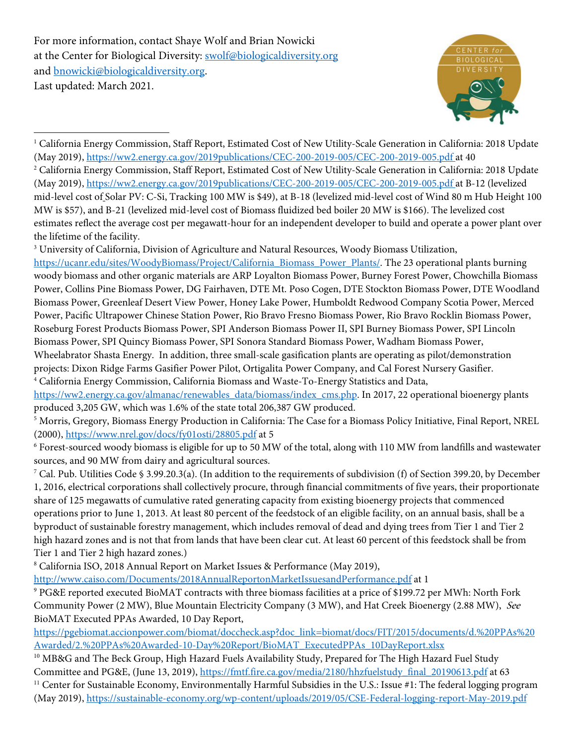For more information, contact Shaye Wolf and Brian Nowicki at the Center for Biological Diversity: swolf@biologicaldiversity.org and bnowicki@biologicaldiversity.org.
Last updated: March 2021.

---

[1] California Energy Commission, Staff Report, Estimated Cost of New Utility-Scale Generation in California: 2018 Update (May 2019), https://ww2.energy.ca.gov/2019publications/CEC-200-2019-005/CEC-200-2019-005.pdf at 40

[2] California Energy Commission, Staff Report, Estimated Cost of New Utility-Scale Generation in California: 2018 Update (May 2019), https://ww2.energy.ca.gov/2019publications/CEC-200-2019-005/CEC-200-2019-005.pdf at B-12 (levelized mid-level cost of Solar PV: C-Si, Tracking 100 MW is $49), at B-18 (levelized mid-level cost of Wind 80 m Hub Height 100 MW is $57), and B-21 (levelized mid-level cost of Biomass fluidized bed boiler 20 MW is $166). The levelized cost estimates reflect the average cost per megawatt-hour for an independent developer to build and operate a power plant over the lifetime of the facility.

[3] University of California, Division of Agriculture and Natural Resources, Woody Biomass Utilization, https://ucanr.edu/sites/WoodyBiomass/Project/California_Biomass_Power_Plants/. The 23 operational plants burning woody biomass and other organic materials are ARP Loyalton Biomass Power, Burney Forest Power, Chowchilla Biomass Power, Collins Pine Biomass Power, DG Fairhaven, DTE Mt. Poso Cogen, DTE Stockton Biomass Power, DTE Woodland Biomass Power, Greenleaf Desert View Power, Honey Lake Power, Humboldt Redwood Company Scotia Power, Merced Power, Pacific Ultrapower Chinese Station Power, Rio Bravo Fresno Biomass Power, Rio Bravo Rocklin Biomass Power, Roseburg Forest Products Biomass Power, SPI Anderson Biomass Power II, SPI Burney Biomass Power, SPI Lincoln Biomass Power, SPI Quincy Biomass Power, SPI Sonora Standard Biomass Power, Wadham Biomass Power, Wheelabrator Shasta Energy. In addition, three small-scale gasification plants are operating as pilot/demonstration projects: Dixon Ridge Farms Gasifier Power Pilot, Ortigalita Power Company, and Cal Forest Nursery Gasifier.

[4] California Energy Commission, California Biomass and Waste-To-Energy Statistics and Data, https://ww2.energy.ca.gov/almanac/renewables_data/biomass/index_cms.php. In 2017, 22 operational bioenergy plants produced 3,205 GW, which was 1.6% of the state total 206,387 GW produced.

[5] Morris, Gregory, Biomass Energy Production in California: The Case for a Biomass Policy Initiative, Final Report, NREL (2000), https://www.nrel.gov/docs/fy01osti/28805.pdf at 5

[6] Forest-sourced woody biomass is eligible for up to 50 MW of the total, along with 110 MW from landfills and wastewater sources, and 90 MW from dairy and agricultural sources.

[7] Cal. Pub. Utilities Code § 3.99.20.3(a). (In addition to the requirements of subdivision (f) of Section 399.20, by December 1, 2016, electrical corporations shall collectively procure, through financial commitments of five years, their proportionate share of 125 megawatts of cumulative rated generating capacity from existing bioenergy projects that commenced operations prior to June 1, 2013. At least 80 percent of the feedstock of an eligible facility, on an annual basis, shall be a byproduct of sustainable forestry management, which includes removal of dead and dying trees from Tier 1 and Tier 2 high hazard zones and is not that from lands that have been clear cut. At least 60 percent of this feedstock shall be from Tier 1 and Tier 2 high hazard zones.)

[8] California ISO, 2018 Annual Report on Market Issues & Performance (May 2019), http://www.caiso.com/Documents/2018AnnualReportonMarketIssuesandPerformance.pdf at 1

[9] PG&E reported executed BioMAT contracts with three biomass facilities at a price of $199.72 per MWh: North Fork Community Power (2 MW), Blue Mountain Electricity Company (3 MW), and Hat Creek Bioenergy (2.88 MW), *See* BioMAT Executed PPAs Awarded, 10 Day Report, https://pgebiomat.accionpower.com/biomat/doccheck.asp?doc_link=biomat/docs/FIT/2015/documents/d.%20PPAs%20Awarded/2.%20PPAs%20Awarded-10-Day%20Report/BioMAT_ExecutedPPAs_10DayReport.xlsx

[10] MB&G and The Beck Group, High Hazard Fuels Availability Study, Prepared for The High Hazard Fuel Study Committee and PG&E, (June 13, 2019), https://fmtf.fire.ca.gov/media/2180/hhzfuelstudy_final_20190613.pdf at 63

[11] Center for Sustainable Economy, Environmentally Harmful Subsidies in the U.S.: Issue #1: The federal logging program (May 2019), https://sustainable-economy.org/wp-content/uploads/2019/05/CSE-Federal-logging-report-May-2019.pdf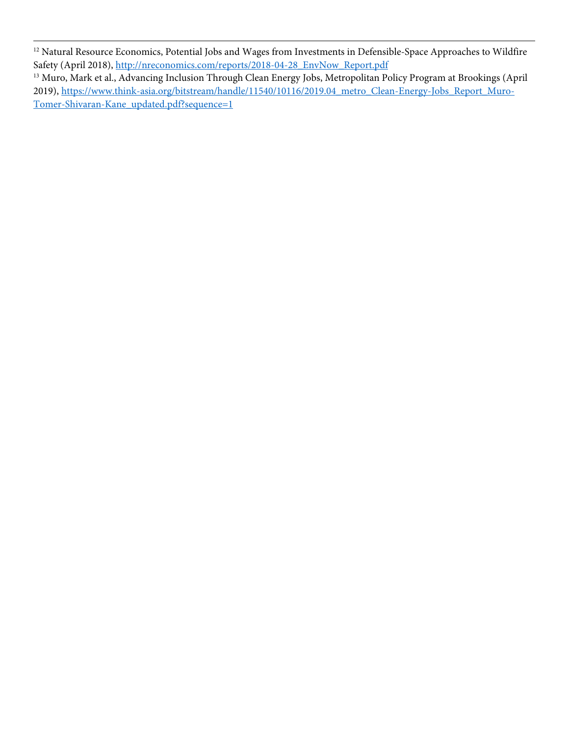[12] Natural Resource Economics, Potential Jobs and Wages from Investments in Defensible-Space Approaches to Wildfire Safety (April 2018), http://nreconomics.com/reports/2018-04-28_EnvNow_Report.pdf

[13] Muro, Mark et al., Advancing Inclusion Through Clean Energy Jobs, Metropolitan Policy Program at Brookings (April 2019), https://www.think-asia.org/bitstream/handle/11540/10116/2019.04_metro_Clean-Energy-Jobs_Report_Muro-Tomer-Shivaran-Kane_updated.pdf?sequence=1